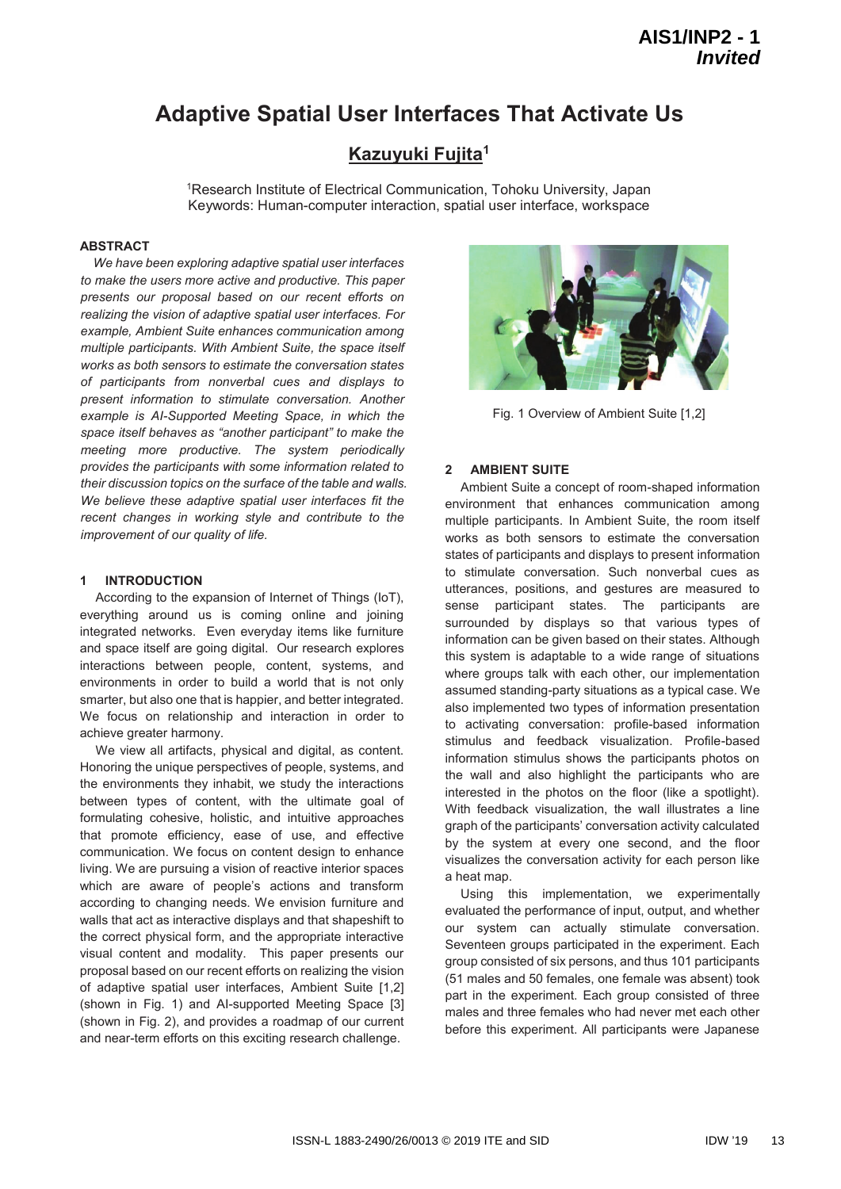# Adaptive Spatial User Interfaces That Activate Us

**Kazuyuki Fujita[1]**

[1]Research Institute of Electrical Communication, Tohoku University, Japan
Keywords: Human-computer interaction, spatial user interface, workspace

## ABSTRACT

*We have been exploring adaptive spatial user interfaces to make the users more active and productive. This paper presents our proposal based on our recent efforts on realizing the vision of adaptive spatial user interfaces. For example, Ambient Suite enhances communication among multiple participants. With Ambient Suite, the space itself works as both sensors to estimate the conversation states of participants from nonverbal cues and displays to present information to stimulate conversation. Another example is AI-Supported Meeting Space, in which the space itself behaves as "another participant" to make the meeting more productive. The system periodically provides the participants with some information related to their discussion topics on the surface of the table and walls. We believe these adaptive spatial user interfaces fit the recent changes in working style and contribute to the improvement of our quality of life.*

## 1 INTRODUCTION

According to the expansion of Internet of Things (IoT), everything around us is coming online and joining integrated networks. Even everyday items like furniture and space itself are going digital. Our research explores interactions between people, content, systems, and environments in order to build a world that is not only smarter, but also one that is happier, and better integrated. We focus on relationship and interaction in order to achieve greater harmony.

We view all artifacts, physical and digital, as content. Honoring the unique perspectives of people, systems, and the environments they inhabit, we study the interactions between types of content, with the ultimate goal of formulating cohesive, holistic, and intuitive approaches that promote efficiency, ease of use, and effective communication. We focus on content design to enhance living. We are pursuing a vision of reactive interior spaces which are aware of people's actions and transform according to changing needs. We envision furniture and walls that act as interactive displays and that shapeshift to the correct physical form, and the appropriate interactive visual content and modality. This paper presents our proposal based on our recent efforts on realizing the vision of adaptive spatial user interfaces, Ambient Suite [1,2] (shown in Fig. 1) and AI-supported Meeting Space [3] (shown in Fig. 2), and provides a roadmap of our current and near-term efforts on this exciting research challenge.

Fig. 1 Overview of Ambient Suite [1,2]

## 2 AMBIENT SUITE

Ambient Suite a concept of room-shaped information environment that enhances communication among multiple participants. In Ambient Suite, the room itself works as both sensors to estimate the conversation states of participants and displays to present information to stimulate conversation. Such nonverbal cues as utterances, positions, and gestures are measured to sense participant states. The participants are surrounded by displays so that various types of information can be given based on their states. Although this system is adaptable to a wide range of situations where groups talk with each other, our implementation assumed standing-party situations as a typical case. We also implemented two types of information presentation to activating conversation: profile-based information stimulus and feedback visualization. Profile-based information stimulus shows the participants photos on the wall and also highlight the participants who are interested in the photos on the floor (like a spotlight). With feedback visualization, the wall illustrates a line graph of the participants' conversation activity calculated by the system at every one second, and the floor visualizes the conversation activity for each person like a heat map.

Using this implementation, we experimentally evaluated the performance of input, output, and whether our system can actually stimulate conversation. Seventeen groups participated in the experiment. Each group consisted of six persons, and thus 101 participants (51 males and 50 females, one female was absent) took part in the experiment. Each group consisted of three males and three females who had never met each other before this experiment. All participants were Japanese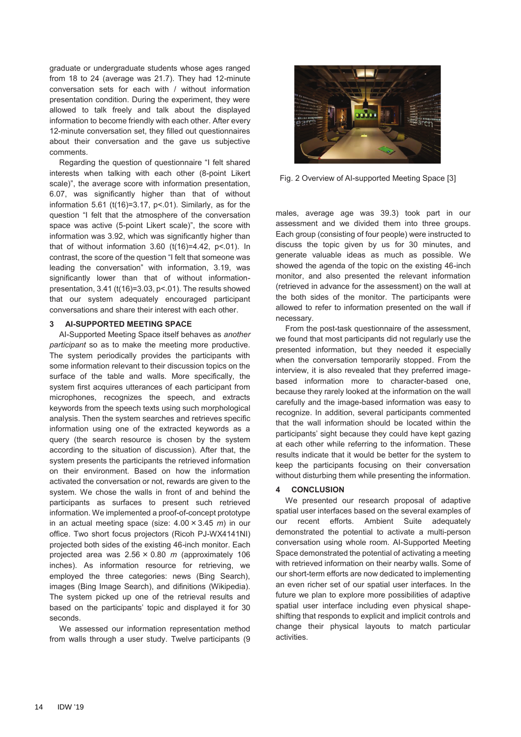graduate or undergraduate students whose ages ranged from 18 to 24 (average was 21.7). They had 12-minute conversation sets for each with / without information presentation condition. During the experiment, they were allowed to talk freely and talk about the displayed information to become friendly with each other. After every 12-minute conversation set, they filled out questionnaires about their conversation and the gave us subjective comments.

Regarding the question of questionnaire "I felt shared interests when talking with each other (8-point Likert scale)", the average score with information presentation, 6.07, was significantly higher than that of without information 5.61 ($t(16)=3.17$, $p<.01$). Similarly, as for the question "I felt that the atmosphere of the conversation space was active (5-point Likert scale)", the score with information was 3.92, which was significantly higher than that of without information 3.60 ($t(16)=4.42$, $p<.01$). In contrast, the score of the question "I felt that someone was leading the conversation" with information, 3.19, was significantly lower than that of without information-presentation, 3.41 ($t(16)=3.03$, $p<.01$). The results showed that our system adequately encouraged participant conversations and share their interest with each other.

## 3 AI-SUPPORTED MEETING SPACE

AI-Supported Meeting Space itself behaves as *another participant* so as to make the meeting more productive. The system periodically provides the participants with some information relevant to their discussion topics on the surface of the table and walls. More specifically, the system first acquires utterances of each participant from microphones, recognizes the speech, and extracts keywords from the speech texts using such morphological analysis. Then the system searches and retrieves specific information using one of the extracted keywords as a query (the search resource is chosen by the system according to the situation of discussion). After that, the system presents the participants the retrieved information on their environment. Based on how the information activated the conversation or not, rewards are given to the system. We chose the walls in front of and behind the participants as surfaces to present such retrieved information. We implemented a proof-of-concept prototype in an actual meeting space (size: 4.00 × 3.45 *m*) in our office. Two short focus projectors (Ricoh PJ-WX4141NI) projected both sides of the existing 46-inch monitor. Each projected area was 2.56 × 0.80 *m* (approximately 106 inches). As information resource for retrieving, we employed the three categories: news (Bing Search), images (Bing Image Search), and difinitions (Wikipedia). The system picked up one of the retrieval results and based on the participants' topic and displayed it for 30 seconds.

We assessed our information representation method from walls through a user study. Twelve participants (9 males, average age was 39.3) took part in our assessment and we divided them into three groups. Each group (consisting of four people) were instructed to discuss the topic given by us for 30 minutes, and generate valuable ideas as much as possible. We showed the agenda of the topic on the existing 46-inch monitor, and also presented the relevant information (retrieved in advance for the assessment) on the wall at the both sides of the monitor. The participants were allowed to refer to information presented on the wall if necessary.

Fig. 2 Overview of AI-supported Meeting Space [3]

From the post-task questionnaire of the assessment, we found that most participants did not regularly use the presented information, but they needed it especially when the conversation temporarily stopped. From the interview, it is also revealed that they preferred image-based information more to character-based one, because they rarely looked at the information on the wall carefully and the image-based information was easy to recognize. In addition, several participants commented that the wall information should be located within the participants' sight because they could have kept gazing at each other while referring to the information. These results indicate that it would be better for the system to keep the participants focusing on their conversation without disturbing them while presenting the information.

## 4 CONCLUSION

We presented our research proposal of adaptive spatial user interfaces based on the several examples of our recent efforts. Ambient Suite adequately demonstrated the potential to activate a multi-person conversation using whole room. AI-Supported Meeting Space demonstrated the potential of activating a meeting with retrieved information on their nearby walls. Some of our short-term efforts are now dedicated to implementing an even richer set of our spatial user interfaces. In the future we plan to explore more possibilities of adaptive spatial user interface including even physical shape-shifting that responds to explicit and implicit controls and change their physical layouts to match particular activities.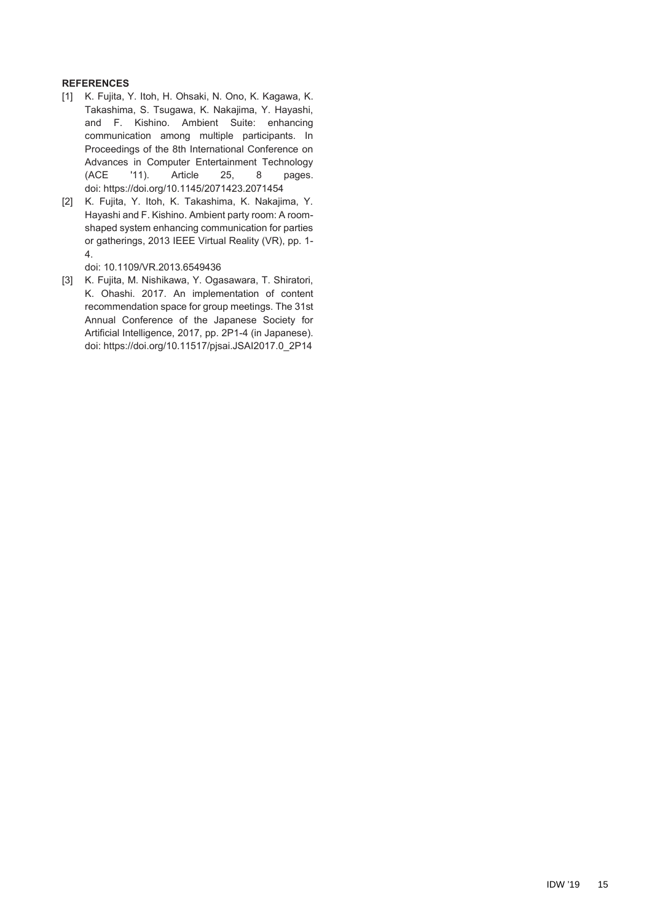**REFERENCES**

[1] K. Fujita, Y. Itoh, H. Ohsaki, N. Ono, K. Kagawa, K. Takashima, S. Tsugawa, K. Nakajima, Y. Hayashi, and F. Kishino. Ambient Suite: enhancing communication among multiple participants. In Proceedings of the 8th International Conference on Advances in Computer Entertainment Technology (ACE '11). Article 25, 8 pages. doi: https://doi.org/10.1145/2071423.2071454

[2] K. Fujita, Y. Itoh, K. Takashima, K. Nakajima, Y. Hayashi and F. Kishino. Ambient party room: A room-shaped system enhancing communication for parties or gatherings, 2013 IEEE Virtual Reality (VR), pp. 1-4.
doi: 10.1109/VR.2013.6549436

[3] K. Fujita, M. Nishikawa, Y. Ogasawara, T. Shiratori, K. Ohashi. 2017. An implementation of content recommendation space for group meetings. The 31st Annual Conference of the Japanese Society for Artificial Intelligence, 2017, pp. 2P1-4 (in Japanese). doi: https://doi.org/10.11517/pjsai.JSAI2017.0_2P14